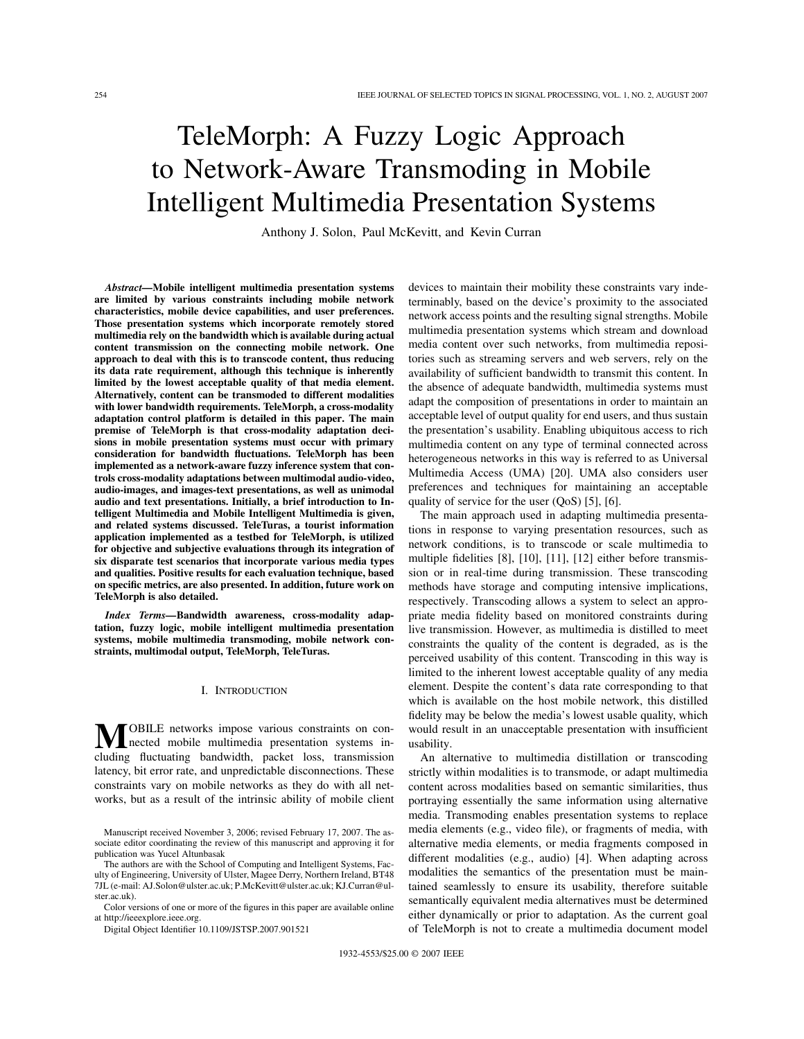# TeleMorph: A Fuzzy Logic Approach to Network-Aware Transmoding in Mobile Intelligent Multimedia Presentation Systems

Anthony J. Solon, Paul McKevitt, and Kevin Curran

***Abstract*—Mobile intelligent multimedia presentation systems are limited by various constraints including mobile network characteristics, mobile device capabilities, and user preferences. Those presentation systems which incorporate remotely stored multimedia rely on the bandwidth which is available during actual content transmission on the connecting mobile network. One approach to deal with this is to transcode content, thus reducing its data rate requirement, although this technique is inherently limited by the lowest acceptable quality of that media element. Alternatively, content can be transmoded to different modalities with lower bandwidth requirements. TeleMorph, a cross-modality adaptation control platform is detailed in this paper. The main premise of TeleMorph is that cross-modality adaptation decisions in mobile presentation systems must occur with primary consideration for bandwidth fluctuations. TeleMorph has been implemented as a network-aware fuzzy inference system that controls cross-modality adaptations between multimodal audio-video, audio-images, and images-text presentations, as well as unimodal audio and text presentations. Initially, a brief introduction to Intelligent Multimedia and Mobile Intelligent Multimedia is given, and related systems discussed. TeleTuras, a tourist information application implemented as a testbed for TeleMorph, is utilized for objective and subjective evaluations through its integration of six disparate test scenarios that incorporate various media types and qualities. Positive results for each evaluation technique, based on specific metrics, are also presented. In addition, future work on TeleMorph is also detailed.**

***Index Terms*—Bandwidth awareness, cross-modality adaptation, fuzzy logic, mobile intelligent multimedia presentation systems, mobile multimedia transmoding, mobile network constraints, multimodal output, TeleMorph, TeleTuras.**

## I. Introduction

Mobile networks impose various constraints on connected mobile multimedia presentation systems including fluctuating bandwidth, packet loss, transmission latency, bit error rate, and unpredictable disconnections. These constraints vary on mobile networks as they do with all networks, but as a result of the intrinsic ability of mobile client devices to maintain their mobility these constraints vary indeterminably, based on the device's proximity to the associated network access points and the resulting signal strengths. Mobile multimedia presentation systems which stream and download media content over such networks, from multimedia repositories such as streaming servers and web servers, rely on the availability of sufficient bandwidth to transmit this content. In the absence of adequate bandwidth, multimedia systems must adapt the composition of presentations in order to maintain an acceptable level of output quality for end users, and thus sustain the presentation's usability. Enabling ubiquitous access to rich multimedia content on any type of terminal connected across heterogeneous networks in this way is referred to as Universal Multimedia Access (UMA) [20]. UMA also considers user preferences and techniques for maintaining an acceptable quality of service for the user (QoS) [5], [6].

The main approach used in adapting multimedia presentations in response to varying presentation resources, such as network conditions, is to transcode or scale multimedia to multiple fidelities [8], [10], [11], [12] either before transmission or in real-time during transmission. These transcoding methods have storage and computing intensive implications, respectively. Transcoding allows a system to select an appropriate media fidelity based on monitored constraints during live transmission. However, as multimedia is distilled to meet constraints the quality of the content is degraded, as is the perceived usability of this content. Transcoding in this way is limited to the inherent lowest acceptable quality of any media element. Despite the content's data rate corresponding to that which is available on the host mobile network, this distilled fidelity may be below the media's lowest usable quality, which would result in an unacceptable presentation with insufficient usability.

An alternative to multimedia distillation or transcoding strictly within modalities is to transmode, or adapt multimedia content across modalities based on semantic similarities, thus portraying essentially the same information using alternative media. Transmoding enables presentation systems to replace media elements (e.g., video file), or fragments of media, with alternative media elements, or media fragments composed in different modalities (e.g., audio) [4]. When adapting across modalities the semantics of the presentation must be maintained seamlessly to ensure its usability, therefore suitable semantically equivalent media alternatives must be determined either dynamically or prior to adaptation. As the current goal of TeleMorph is not to create a multimedia document model

Manuscript received November 3, 2006; revised February 17, 2007. The associate editor coordinating the review of this manuscript and approving it for publication was Yucel Altunbasak

The authors are with the School of Computing and Intelligent Systems, Faculty of Engineering, University of Ulster, Magee Derry, Northern Ireland, BT48 7JL (e-mail: AJ.Solon@ulster.ac.uk; P.McKevitt@ulster.ac.uk; KJ.Curran@ulster.ac.uk).

Color versions of one or more of the figures in this paper are available online at http://ieeexplore.ieee.org.

Digital Object Identifier 10.1109/JSTSP.2007.901521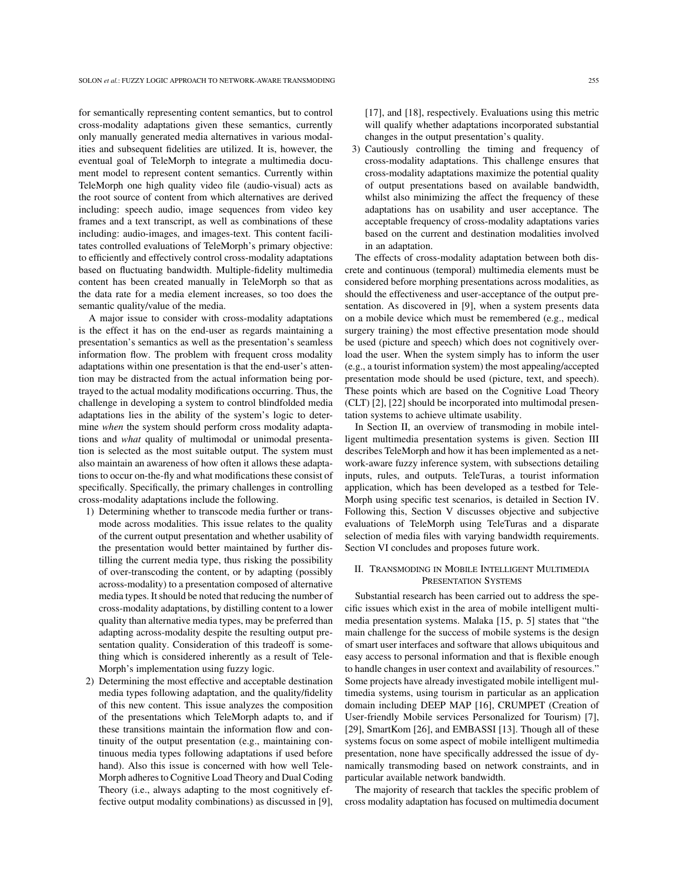for semantically representing content semantics, but to control cross-modality adaptations given these semantics, currently only manually generated media alternatives in various modalities and subsequent fidelities are utilized. It is, however, the eventual goal of TeleMorph to integrate a multimedia document model to represent content semantics. Currently within TeleMorph one high quality video file (audio-visual) acts as the root source of content from which alternatives are derived including: speech audio, image sequences from video key frames and a text transcript, as well as combinations of these including: audio-images, and images-text. This content facilitates controlled evaluations of TeleMorph's primary objective: to efficiently and effectively control cross-modality adaptations based on fluctuating bandwidth. Multiple-fidelity multimedia content has been created manually in TeleMorph so that as the data rate for a media element increases, so too does the semantic quality/value of the media.

A major issue to consider with cross-modality adaptations is the effect it has on the end-user as regards maintaining a presentation's semantics as well as the presentation's seamless information flow. The problem with frequent cross modality adaptations within one presentation is that the end-user's attention may be distracted from the actual information being portrayed to the actual modality modifications occurring. Thus, the challenge in developing a system to control blindfolded media adaptations lies in the ability of the system's logic to determine *when* the system should perform cross modality adaptations and *what* quality of multimodal or unimodal presentation is selected as the most suitable output. The system must also maintain an awareness of how often it allows these adaptations to occur on-the-fly and what modifications these consist of specifically. Specifically, the primary challenges in controlling cross-modality adaptations include the following.

1) Determining whether to transcode media further or transmode across modalities. This issue relates to the quality of the current output presentation and whether usability of the presentation would better maintained by further distilling the current media type, thus risking the possibility of over-transcoding the content, or by adapting (possibly across-modality) to a presentation composed of alternative media types. It should be noted that reducing the number of cross-modality adaptations, by distilling content to a lower quality than alternative media types, may be preferred than adapting across-modality despite the resulting output presentation quality. Consideration of this tradeoff is something which is considered inherently as a result of TeleMorph's implementation using fuzzy logic.
2) Determining the most effective and acceptable destination media types following adaptation, and the quality/fidelity of this new content. This issue analyzes the composition of the presentations which TeleMorph adapts to, and if these transitions maintain the information flow and continuity of the output presentation (e.g., maintaining continuous media types following adaptations if used before hand). Also this issue is concerned with how well TeleMorph adheres to Cognitive Load Theory and Dual Coding Theory (i.e., always adapting to the most cognitively effective output modality combinations) as discussed in [9], [17], and [18], respectively. Evaluations using this metric will qualify whether adaptations incorporated substantial changes in the output presentation's quality.
3) Cautiously controlling the timing and frequency of cross-modality adaptations. This challenge ensures that cross-modality adaptations maximize the potential quality of output presentations based on available bandwidth, whilst also minimizing the affect the frequency of these adaptations has on usability and user acceptance. The acceptable frequency of cross-modality adaptations varies based on the current and destination modalities involved in an adaptation.

The effects of cross-modality adaptation between both discrete and continuous (temporal) multimedia elements must be considered before morphing presentations across modalities, as should the effectiveness and user-acceptance of the output presentation. As discovered in [9], when a system presents data on a mobile device which must be remembered (e.g., medical surgery training) the most effective presentation mode should be used (picture and speech) which does not cognitively overload the user. When the system simply has to inform the user (e.g., a tourist information system) the most appealing/accepted presentation mode should be used (picture, text, and speech). These points which are based on the Cognitive Load Theory (CLT) [2], [22] should be incorporated into multimodal presentation systems to achieve ultimate usability.

In Section II, an overview of transmoding in mobile intelligent multimedia presentation systems is given. Section III describes TeleMorph and how it has been implemented as a network-aware fuzzy inference system, with subsections detailing inputs, rules, and outputs. TeleTuras, a tourist information application, which has been developed as a testbed for TeleMorph using specific test scenarios, is detailed in Section IV. Following this, Section V discusses objective and subjective evaluations of TeleMorph using TeleTuras and a disparate selection of media files with varying bandwidth requirements. Section VI concludes and proposes future work.

## II. Transmoding in Mobile Intelligent Multimedia Presentation Systems

Substantial research has been carried out to address the specific issues which exist in the area of mobile intelligent multimedia presentation systems. Malaka [15, p. 5] states that "the main challenge for the success of mobile systems is the design of smart user interfaces and software that allows ubiquitous and easy access to personal information and that is flexible enough to handle changes in user context and availability of resources." Some projects have already investigated mobile intelligent multimedia systems, using tourism in particular as an application domain including DEEP MAP [16], CRUMPET (Creation of User-friendly Mobile services Personalized for Tourism) [7], [29], SmartKom [26], and EMBASSI [13]. Though all of these systems focus on some aspect of mobile intelligent multimedia presentation, none have specifically addressed the issue of dynamically transmoding based on network constraints, and in particular available network bandwidth.

The majority of research that tackles the specific problem of cross modality adaptation has focused on multimedia document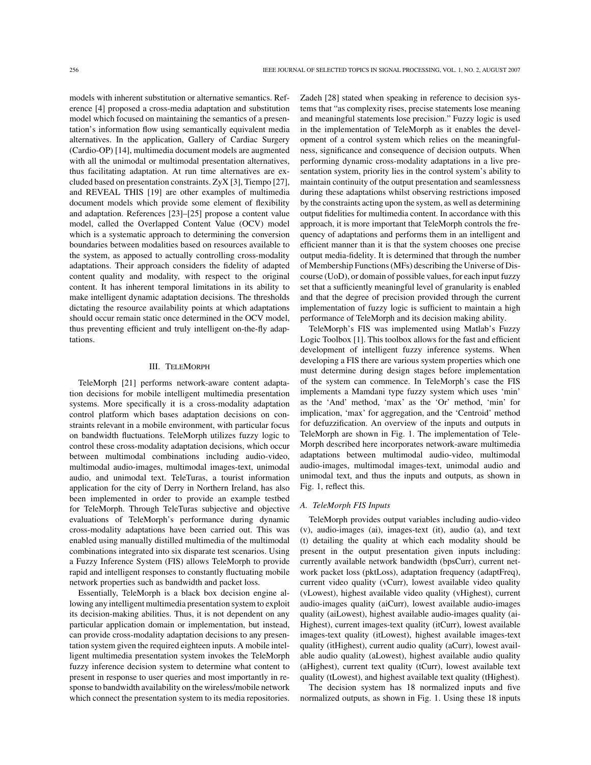models with inherent substitution or alternative semantics. Reference [4] proposed a cross-media adaptation and substitution model which focused on maintaining the semantics of a presentation's information flow using semantically equivalent media alternatives. In the application, Gallery of Cardiac Surgery (Cardio-OP) [14], multimedia document models are augmented with all the unimodal or multimodal presentation alternatives, thus facilitating adaptation. At run time alternatives are excluded based on presentation constraints. ZyX [3], Tiempo [27], and REVEAL THIS [19] are other examples of multimedia document models which provide some element of flexibility and adaptation. References [23]–[25] propose a content value model, called the Overlapped Content Value (OCV) model which is a systematic approach to determining the conversion boundaries between modalities based on resources available to the system, as apposed to actually controlling cross-modality adaptations. Their approach considers the fidelity of adapted content quality and modality, with respect to the original content. It has inherent temporal limitations in its ability to make intelligent dynamic adaptation decisions. The thresholds dictating the resource availability points at which adaptations should occur remain static once determined in the OCV model, thus preventing efficient and truly intelligent on-the-fly adaptations.

## III. TeleMorph

TeleMorph [21] performs network-aware content adaptation decisions for mobile intelligent multimedia presentation systems. More specifically it is a cross-modality adaptation control platform which bases adaptation decisions on constraints relevant in a mobile environment, with particular focus on bandwidth fluctuations. TeleMorph utilizes fuzzy logic to control these cross-modality adaptation decisions, which occur between multimodal combinations including audio-video, multimodal audio-images, multimodal images-text, unimodal audio, and unimodal text. TeleTuras, a tourist information application for the city of Derry in Northern Ireland, has also been implemented in order to provide an example testbed for TeleMorph. Through TeleTuras subjective and objective evaluations of TeleMorph's performance during dynamic cross-modality adaptations have been carried out. This was enabled using manually distilled multimedia of the multimodal combinations integrated into six disparate test scenarios. Using a Fuzzy Inference System (FIS) allows TeleMorph to provide rapid and intelligent responses to constantly fluctuating mobile network properties such as bandwidth and packet loss.

Essentially, TeleMorph is a black box decision engine allowing any intelligent multimedia presentation system to exploit its decision-making abilities. Thus, it is not dependent on any particular application domain or implementation, but instead, can provide cross-modality adaptation decisions to any presentation system given the required eighteen inputs. A mobile intelligent multimedia presentation system invokes the TeleMorph fuzzy inference decision system to determine what content to present in response to user queries and most importantly in response to bandwidth availability on the wireless/mobile network which connect the presentation system to its media repositories. Zadeh [28] stated when speaking in reference to decision systems that "as complexity rises, precise statements lose meaning and meaningful statements lose precision." Fuzzy logic is used in the implementation of TeleMorph as it enables the development of a control system which relies on the meaningfulness, significance and consequence of decision outputs. When performing dynamic cross-modality adaptations in a live presentation system, priority lies in the control system's ability to maintain continuity of the output presentation and seamlessness during these adaptations whilst observing restrictions imposed by the constraints acting upon the system, as well as determining output fidelities for multimedia content. In accordance with this approach, it is more important that TeleMorph controls the frequency of adaptations and performs them in an intelligent and efficient manner than it is that the system chooses one precise output media-fidelity. It is determined that through the number of Membership Functions (MFs) describing the Universe of Discourse (UoD), or domain of possible values, for each input fuzzy set that a sufficiently meaningful level of granularity is enabled and that the degree of precision provided through the current implementation of fuzzy logic is sufficient to maintain a high performance of TeleMorph and its decision making ability.

TeleMorph's FIS was implemented using Matlab's Fuzzy Logic Toolbox [1]. This toolbox allows for the fast and efficient development of intelligent fuzzy inference systems. When developing a FIS there are various system properties which one must determine during design stages before implementation of the system can commence. In TeleMorph's case the FIS implements a Mamdani type fuzzy system which uses 'min' as the 'And' method, 'max' as the 'Or' method, 'min' for implication, 'max' for aggregation, and the 'Centroid' method for defuzzification. An overview of the inputs and outputs in TeleMorph are shown in Fig. 1. The implementation of TeleMorph described here incorporates network-aware multimedia adaptations between multimodal audio-video, multimodal audio-images, multimodal images-text, unimodal audio and unimodal text, and thus the inputs and outputs, as shown in Fig. 1, reflect this.

### A. TeleMorph FIS Inputs

TeleMorph provides output variables including audio-video (v), audio-images (ai), images-text (it), audio (a), and text (t) detailing the quality at which each modality should be present in the output presentation given inputs including: currently available network bandwidth (bpsCurr), current network packet loss (pktLoss), adaptation frequency (adaptFreq), current video quality (vCurr), lowest available video quality (vLowest), highest available video quality (vHighest), current audio-images quality (aiCurr), lowest available audio-images quality (aiLowest), highest available audio-images quality (aiHighest), current images-text quality (itCurr), lowest available images-text quality (itLowest), highest available images-text quality (itHighest), current audio quality (aCurr), lowest available audio quality (aLowest), highest available audio quality (aHighest), current text quality (tCurr), lowest available text quality (tLowest), and highest available text quality (tHighest).

The decision system has 18 normalized inputs and five normalized outputs, as shown in Fig. 1. Using these 18 inputs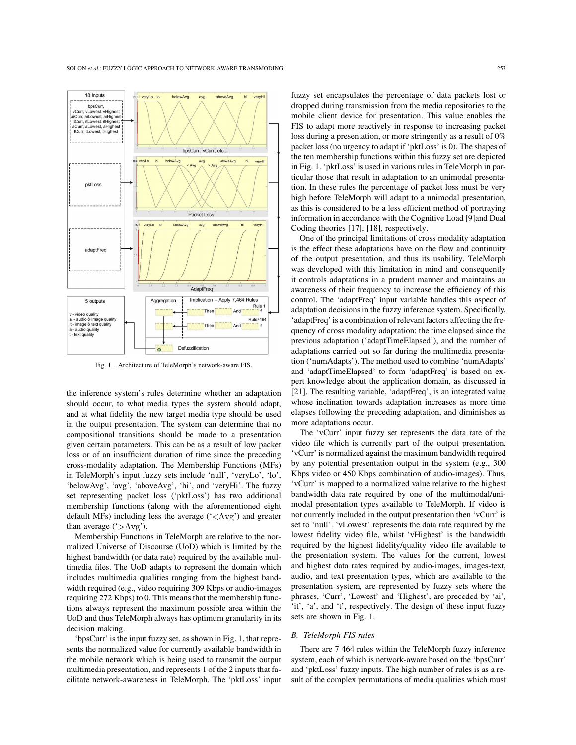Fig. 1. Architecture of TeleMorph's network-aware FIS.

the inference system's rules determine whether an adaptation should occur, to what media types the system should adapt, and at what fidelity the new target media type should be used in the output presentation. The system can determine that no compositional transitions should be made to a presentation given certain parameters. This can be as a result of low packet loss or of an insufficient duration of time since the preceding cross-modality adaptation. The Membership Functions (MFs) in TeleMorph's input fuzzy sets include 'null', 'veryLo', 'lo', 'belowAvg', 'avg', 'aboveAvg', 'hi', and 'veryHi'. The fuzzy set representing packet loss ('pktLoss') has two additional membership functions (along with the aforementioned eight default MFs) including less the average ('<Avg') and greater than average ('>Avg').

Membership Functions in TeleMorph are relative to the normalized Universe of Discourse (UoD) which is limited by the highest bandwidth (or data rate) required by the available multimedia files. The UoD adapts to represent the domain which includes multimedia qualities ranging from the highest bandwidth required (e.g., video requiring 309 Kbps or audio-images requiring 272 Kbps) to 0. This means that the membership functions always represent the maximum possible area within the UoD and thus TeleMorph always has optimum granularity in its decision making.

'bpsCurr' is the input fuzzy set, as shown in Fig. 1, that represents the normalized value for currently available bandwidth in the mobile network which is being used to transmit the output multimedia presentation, and represents 1 of the 2 inputs that facilitate network-awareness in TeleMorph. The 'pktLoss' input fuzzy set encapsulates the percentage of data packets lost or dropped during transmission from the media repositories to the mobile client device for presentation. This value enables the FIS to adapt more reactively in response to increasing packet loss during a presentation, or more stringently as a result of 0% packet loss (no urgency to adapt if 'pktLoss' is 0). The shapes of the ten membership functions within this fuzzy set are depicted in Fig. 1. 'pktLoss' is used in various rules in TeleMorph in particular those that result in adaptation to an unimodal presentation. In these rules the percentage of packet loss must be very high before TeleMorph will adapt to a unimodal presentation, as this is considered to be a less efficient method of portraying information in accordance with the Cognitive Load [9]and Dual Coding theories [17], [18], respectively.

One of the principal limitations of cross modality adaptation is the effect these adaptations have on the flow and continuity of the output presentation, and thus its usability. TeleMorph was developed with this limitation in mind and consequently it controls adaptations in a prudent manner and maintains an awareness of their frequency to increase the efficiency of this control. The 'adaptFreq' input variable handles this aspect of adaptation decisions in the fuzzy inference system. Specifically, 'adaptFreq' is a combination of relevant factors affecting the frequency of cross modality adaptation: the time elapsed since the previous adaptation ('adaptTimeElapsed'), and the number of adaptations carried out so far during the multimedia presentation ('numAdapts'). The method used to combine 'numAdapts' and 'adaptTimeElapsed' to form 'adaptFreq' is based on expert knowledge about the application domain, as discussed in [21]. The resulting variable, 'adaptFreq', is an integrated value whose inclination towards adaptation increases as more time elapses following the preceding adaptation, and diminishes as more adaptations occur.

The 'vCurr' input fuzzy set represents the data rate of the video file which is currently part of the output presentation. 'vCurr' is normalized against the maximum bandwidth required by any potential presentation output in the system (e.g., 300 Kbps video or 450 Kbps combination of audio-images). Thus, 'vCurr' is mapped to a normalized value relative to the highest bandwidth data rate required by one of the multimodal/unimodal presentation types available to TeleMorph. If video is not currently included in the output presentation then 'vCurr' is set to 'null'. 'vLowest' represents the data rate required by the lowest fidelity video file, whilst 'vHighest' is the bandwidth required by the highest fidelity/quality video file available to the presentation system. The values for the current, lowest and highest data rates required by audio-images, images-text, audio, and text presentation types, which are available to the presentation system, are represented by fuzzy sets where the phrases, 'Curr', 'Lowest' and 'Highest', are preceded by 'ai', 'it', 'a', and 't', respectively. The design of these input fuzzy sets are shown in Fig. 1.

### *B. TeleMorph FIS rules*

There are 7 464 rules within the TeleMorph fuzzy inference system, each of which is network-aware based on the 'bpsCurr' and 'pktLoss' fuzzy inputs. The high number of rules is as a result of the complex permutations of media qualities which must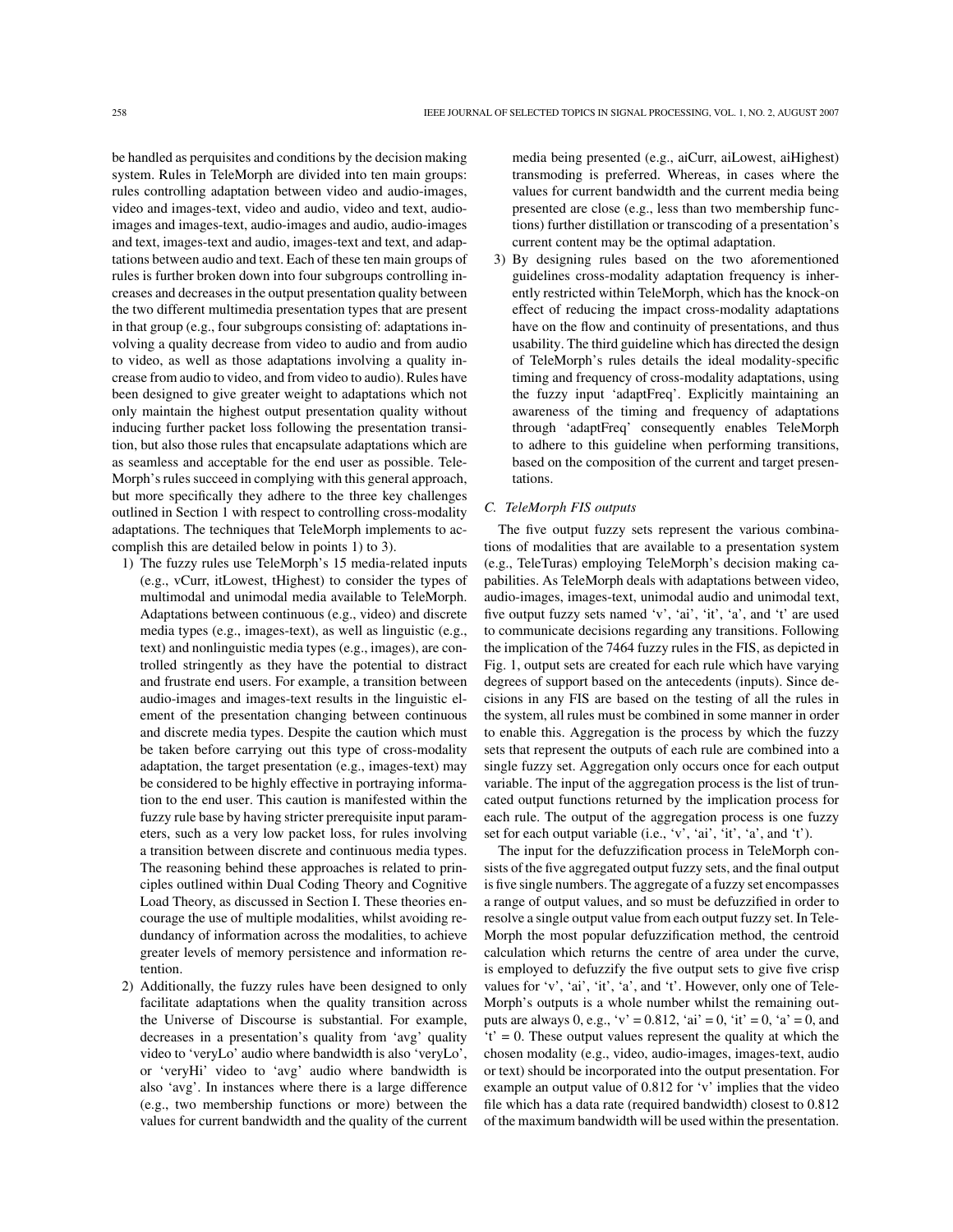be handled as perquisites and conditions by the decision making system. Rules in TeleMorph are divided into ten main groups: rules controlling adaptation between video and audio-images, video and images-text, video and audio, video and text, audio-images and images-text, audio-images and audio, audio-images and text, images-text and audio, images-text and text, and adaptations between audio and text. Each of these ten main groups of rules is further broken down into four subgroups controlling increases and decreases in the output presentation quality between the two different multimedia presentation types that are present in that group (e.g., four subgroups consisting of: adaptations involving a quality decrease from video to audio and from audio to video, as well as those adaptations involving a quality increase from audio to video, and from video to audio). Rules have been designed to give greater weight to adaptations which not only maintain the highest output presentation quality without inducing further packet loss following the presentation transition, but also those rules that encapsulate adaptations which are as seamless and acceptable for the end user as possible. TeleMorph's rules succeed in complying with this general approach, but more specifically they adhere to the three key challenges outlined in Section 1 with respect to controlling cross-modality adaptations. The techniques that TeleMorph implements to accomplish this are detailed below in points 1) to 3).

1) The fuzzy rules use TeleMorph's 15 media-related inputs (e.g., vCurr, itLowest, tHighest) to consider the types of multimodal and unimodal media available to TeleMorph. Adaptations between continuous (e.g., video) and discrete media types (e.g., images-text), as well as linguistic (e.g., text) and nonlinguistic media types (e.g., images), are controlled stringently as they have the potential to distract and frustrate end users. For example, a transition between audio-images and images-text results in the linguistic element of the presentation changing between continuous and discrete media types. Despite the caution which must be taken before carrying out this type of cross-modality adaptation, the target presentation (e.g., images-text) may be considered to be highly effective in portraying information to the end user. This caution is manifested within the fuzzy rule base by having stricter prerequisite input parameters, such as a very low packet loss, for rules involving a transition between discrete and continuous media types. The reasoning behind these approaches is related to principles outlined within Dual Coding Theory and Cognitive Load Theory, as discussed in Section I. These theories encourage the use of multiple modalities, whilst avoiding redundancy of information across the modalities, to achieve greater levels of memory persistence and information retention.
2) Additionally, the fuzzy rules have been designed to only facilitate adaptations when the quality transition across the Universe of Discourse is substantial. For example, decreases in a presentation's quality from 'avg' quality video to 'veryLo' audio where bandwidth is also 'veryLo', or 'veryHi' video to 'avg' audio where bandwidth is also 'avg'. In instances where there is a large difference (e.g., two membership functions or more) between the values for current bandwidth and the quality of the current media being presented (e.g., aiCurr, aiLowest, aiHighest) transmoding is preferred. Whereas, in cases where the values for current bandwidth and the current media being presented are close (e.g., less than two membership functions) further distillation or transcoding of a presentation's current content may be the optimal adaptation.
3) By designing rules based on the two aforementioned guidelines cross-modality adaptation frequency is inherently restricted within TeleMorph, which has the knock-on effect of reducing the impact cross-modality adaptations have on the flow and continuity of presentations, and thus usability. The third guideline which has directed the design of TeleMorph's rules details the ideal modality-specific timing and frequency of cross-modality adaptations, using the fuzzy input 'adaptFreq'. Explicitly maintaining an awareness of the timing and frequency of adaptations through 'adaptFreq' consequently enables TeleMorph to adhere to this guideline when performing transitions, based on the composition of the current and target presentations.

### C. TeleMorph FIS outputs

The five output fuzzy sets represent the various combinations of modalities that are available to a presentation system (e.g., TeleTuras) employing TeleMorph's decision making capabilities. As TeleMorph deals with adaptations between video, audio-images, images-text, unimodal audio and unimodal text, five output fuzzy sets named 'v', 'ai', 'it', 'a', and 't' are used to communicate decisions regarding any transitions. Following the implication of the 7464 fuzzy rules in the FIS, as depicted in Fig. 1, output sets are created for each rule which have varying degrees of support based on the antecedents (inputs). Since decisions in any FIS are based on the testing of all the rules in the system, all rules must be combined in some manner in order to enable this. Aggregation is the process by which the fuzzy sets that represent the outputs of each rule are combined into a single fuzzy set. Aggregation only occurs once for each output variable. The input of the aggregation process is the list of truncated output functions returned by the implication process for each rule. The output of the aggregation process is one fuzzy set for each output variable (i.e., 'v', 'ai', 'it', 'a', and 't').

The input for the defuzzification process in TeleMorph consists of the five aggregated output fuzzy sets, and the final output is five single numbers. The aggregate of a fuzzy set encompasses a range of output values, and so must be defuzzified in order to resolve a single output value from each output fuzzy set. In TeleMorph the most popular defuzzification method, the centroid calculation which returns the centre of area under the curve, is employed to defuzzify the five output sets to give five crisp values for 'v', 'ai', 'it', 'a', and 't'. However, only one of TeleMorph's outputs is a whole number whilst the remaining outputs are always 0, e.g., 'v' = 0.812, 'ai' = 0, 'it' = 0, 'a' = 0, and 't' = 0. These output values represent the quality at which the chosen modality (e.g., video, audio-images, images-text, audio or text) should be incorporated into the output presentation. For example an output value of 0.812 for 'v' implies that the video file which has a data rate (required bandwidth) closest to 0.812 of the maximum bandwidth will be used within the presentation.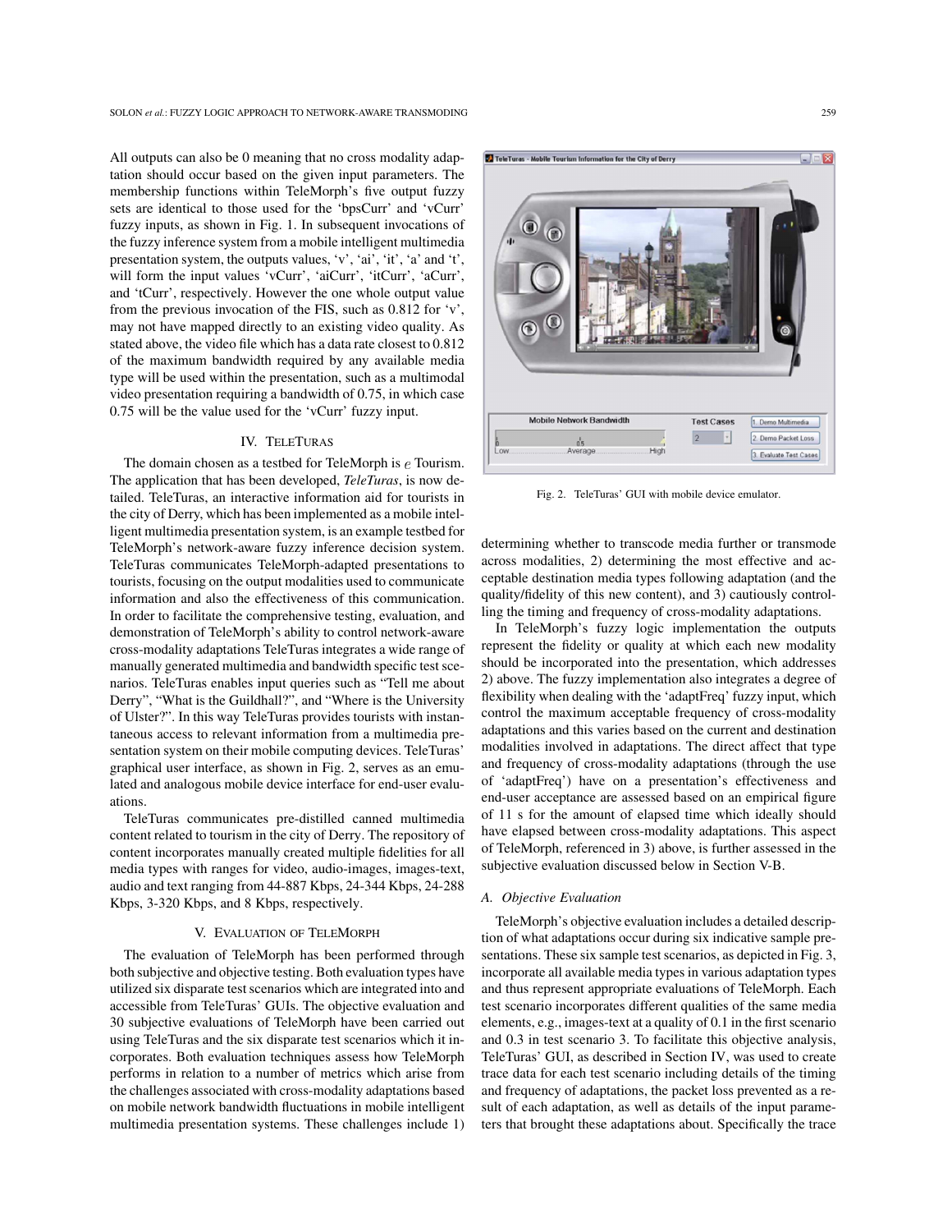All outputs can also be 0 meaning that no cross modality adaptation should occur based on the given input parameters. The membership functions within TeleMorph's five output fuzzy sets are identical to those used for the 'bpsCurr' and 'vCurr' fuzzy inputs, as shown in Fig. 1. In subsequent invocations of the fuzzy inference system from a mobile intelligent multimedia presentation system, the outputs values, 'v', 'ai', 'it', 'a' and 't', will form the input values 'vCurr', 'aiCurr', 'itCurr', 'aCurr', and 'tCurr', respectively. However the one whole output value from the previous invocation of the FIS, such as 0.812 for 'v', may not have mapped directly to an existing video quality. As stated above, the video file which has a data rate closest to 0.812 of the maximum bandwidth required by any available media type will be used within the presentation, such as a multimodal video presentation requiring a bandwidth of 0.75, in which case 0.75 will be the value used for the 'vCurr' fuzzy input.

## IV. TeleTuras

The domain chosen as a testbed for TeleMorph is $e$ Tourism. The application that has been developed, *TeleTuras*, is now detailed. TeleTuras, an interactive information aid for tourists in the city of Derry, which has been implemented as a mobile intelligent multimedia presentation system, is an example testbed for TeleMorph's network-aware fuzzy inference decision system. TeleTuras communicates TeleMorph-adapted presentations to tourists, focusing on the output modalities used to communicate information and also the effectiveness of this communication. In order to facilitate the comprehensive testing, evaluation, and demonstration of TeleMorph's ability to control network-aware cross-modality adaptations TeleTuras integrates a wide range of manually generated multimedia and bandwidth specific test scenarios. TeleTuras enables input queries such as "Tell me about Derry", "What is the Guildhall?", and "Where is the University of Ulster?". In this way TeleTuras provides tourists with instantaneous access to relevant information from a multimedia presentation system on their mobile computing devices. TeleTuras' graphical user interface, as shown in Fig. 2, serves as an emulated and analogous mobile device interface for end-user evaluations.

TeleTuras communicates pre-distilled canned multimedia content related to tourism in the city of Derry. The repository of content incorporates manually created multiple fidelities for all media types with ranges for video, audio-images, images-text, audio and text ranging from 44-887 Kbps, 24-344 Kbps, 24-288 Kbps, 3-320 Kbps, and 8 Kbps, respectively.

## V. Evaluation of TeleMorph

The evaluation of TeleMorph has been performed through both subjective and objective testing. Both evaluation types have utilized six disparate test scenarios which are integrated into and accessible from TeleTuras' GUIs. The objective evaluation and 30 subjective evaluations of TeleMorph have been carried out using TeleTuras and the six disparate test scenarios which it incorporates. Both evaluation techniques assess how TeleMorph performs in relation to a number of metrics which arise from the challenges associated with cross-modality adaptations based on mobile network bandwidth fluctuations in mobile intelligent multimedia presentation systems. These challenges include 1) determining whether to transcode media further or transmode across modalities, 2) determining the most effective and acceptable destination media types following adaptation (and the quality/fidelity of this new content), and 3) cautiously controlling the timing and frequency of cross-modality adaptations.

In TeleMorph's fuzzy logic implementation the outputs represent the fidelity or quality at which each new modality should be incorporated into the presentation, which addresses 2) above. The fuzzy implementation also integrates a degree of flexibility when dealing with the 'adaptFreq' fuzzy input, which control the maximum acceptable frequency of cross-modality adaptations and this varies based on the current and destination modalities involved in adaptations. The direct affect that type and frequency of cross-modality adaptations (through the use of 'adaptFreq') have on a presentation's effectiveness and end-user acceptance are assessed based on an empirical figure of 11 s for the amount of elapsed time which ideally should have elapsed between cross-modality adaptations. This aspect of TeleMorph, referenced in 3) above, is further assessed in the subjective evaluation discussed below in Section V-B.

Fig. 2. TeleTuras' GUI with mobile device emulator.

### A. Objective Evaluation

TeleMorph's objective evaluation includes a detailed description of what adaptations occur during six indicative sample presentations. These six sample test scenarios, as depicted in Fig. 3, incorporate all available media types in various adaptation types and thus represent appropriate evaluations of TeleMorph. Each test scenario incorporates different qualities of the same media elements, e.g., images-text at a quality of 0.1 in the first scenario and 0.3 in test scenario 3. To facilitate this objective analysis, TeleTuras' GUI, as described in Section IV, was used to create trace data for each test scenario including details of the timing and frequency of adaptations, the packet loss prevented as a result of each adaptation, as well as details of the input parameters that brought these adaptations about. Specifically the trace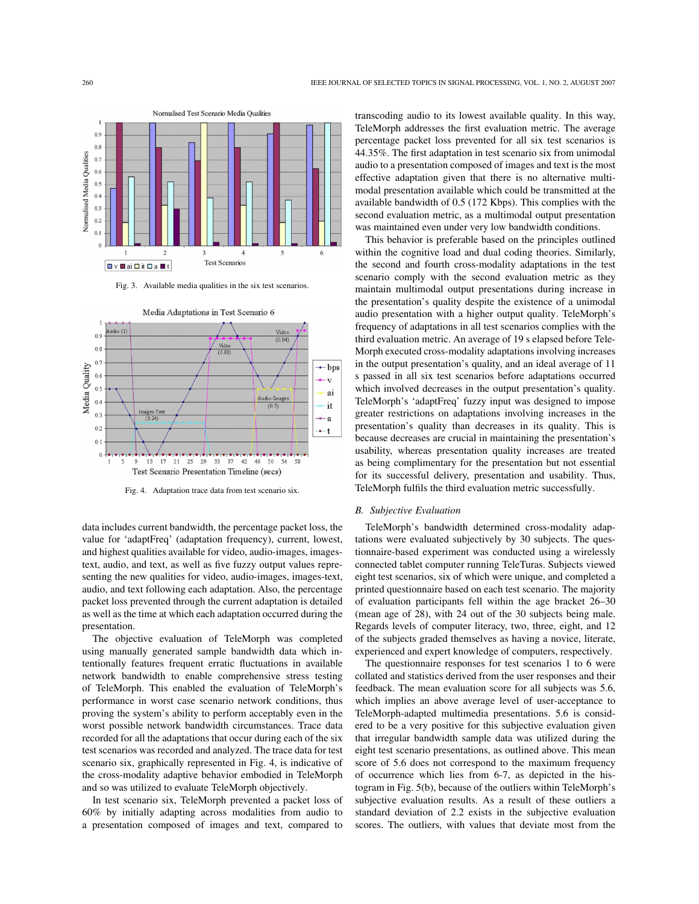Normalised Test Scenario Media Qualities

Normalised Media Qualities

1
0.9
0.8
0.7
0.6
0.5
0.4
0.3
0.2
0.1
0

1 2 3 4 5 6

Test Scenarios

v ai it a t

Fig. 3. Available media qualities in the six test scenarios.

Media Adaptations in Test Scenario 6

Media Quality

1
0.9
0.8
0.7
0.6
0.5
0.4
0.3
0.2
0.1
0

Audio (1)

Images-Text (0.24)

Video (0.88)

Audio-Images (0.5)

Video (0.94)

bps
v
ai
it
a
t

1 5 9 13 17 21 25 29 33 37 42 46 50 54 58

Test Scenario Presentation Timeline (secs)

Fig. 4. Adaptation trace data from test scenario six.

data includes current bandwidth, the percentage packet loss, the value for 'adaptFreq' (adaptation frequency), current, lowest, and highest qualities available for video, audio-images, images-text, audio, and text, as well as five fuzzy output values representing the new qualities for video, audio-images, images-text, audio, and text following each adaptation. Also, the percentage packet loss prevented through the current adaptation is detailed as well as the time at which each adaptation occurred during the presentation.

The objective evaluation of TeleMorph was completed using manually generated sample bandwidth data which intentionally features frequent erratic fluctuations in available network bandwidth to enable comprehensive stress testing of TeleMorph. This enabled the evaluation of TeleMorph's performance in worst case scenario network conditions, thus proving the system's ability to perform acceptably even in the worst possible network bandwidth circumstances. Trace data recorded for all the adaptations that occur during each of the six test scenarios was recorded and analyzed. The trace data for test scenario six, graphically represented in Fig. 4, is indicative of the cross-modality adaptive behavior embodied in TeleMorph and so was utilized to evaluate TeleMorph objectively.

In test scenario six, TeleMorph prevented a packet loss of 60% by initially adapting across modalities from audio to a presentation composed of images and text, compared to transcoding audio to its lowest available quality. In this way, TeleMorph addresses the first evaluation metric. The average percentage packet loss prevented for all six test scenarios is 44.35%. The first adaptation in test scenario six from unimodal audio to a presentation composed of images and text is the most effective adaptation given that there is no alternative multimodal presentation available which could be transmitted at the available bandwidth of 0.5 (172 Kbps). This complies with the second evaluation metric, as a multimodal output presentation was maintained even under very low bandwidth conditions.

This behavior is preferable based on the principles outlined within the cognitive load and dual coding theories. Similarly, the second and fourth cross-modality adaptations in the test scenario comply with the second evaluation metric as they maintain multimodal output presentations during increase in the presentation's quality despite the existence of a unimodal audio presentation with a higher output quality. TeleMorph's frequency of adaptations in all test scenarios complies with the third evaluation metric. An average of 19 s elapsed before TeleMorph executed cross-modality adaptations involving increases in the output presentation's quality, and an ideal average of 11 s passed in all six test scenarios before adaptations occurred which involved decreases in the output presentation's quality. TeleMorph's 'adaptFreq' fuzzy input was designed to impose greater restrictions on adaptations involving increases in the presentation's quality than decreases in its quality. This is because decreases are crucial in maintaining the presentation's usability, whereas presentation quality increases are treated as being complimentary for the presentation but not essential for its successful delivery, presentation and usability. Thus, TeleMorph fulfils the third evaluation metric successfully.

### B. Subjective Evaluation

TeleMorph's bandwidth determined cross-modality adaptations were evaluated subjectively by 30 subjects. The questionnaire-based experiment was conducted using a wirelessly connected tablet computer running TeleTuras. Subjects viewed eight test scenarios, six of which were unique, and completed a printed questionnaire based on each test scenario. The majority of evaluation participants fell within the age bracket 26–30 (mean age of 28), with 24 out of the 30 subjects being male. Regards levels of computer literacy, two, three, eight, and 12 of the subjects graded themselves as having a novice, literate, experienced and expert knowledge of computers, respectively.

The questionnaire responses for test scenarios 1 to 6 were collated and statistics derived from the user responses and their feedback. The mean evaluation score for all subjects was 5.6, which implies an above average level of user-acceptance to TeleMorph-adapted multimedia presentations. 5.6 is considered to be a very positive for this subjective evaluation given that irregular bandwidth sample data was utilized during the eight test scenario presentations, as outlined above. This mean score of 5.6 does not correspond to the maximum frequency of occurrence which lies from 6-7, as depicted in the histogram in Fig. 5(b), because of the outliers within TeleMorph's subjective evaluation results. As a result of these outliers a standard deviation of 2.2 exists in the subjective evaluation scores. The outliers, with values that deviate most from the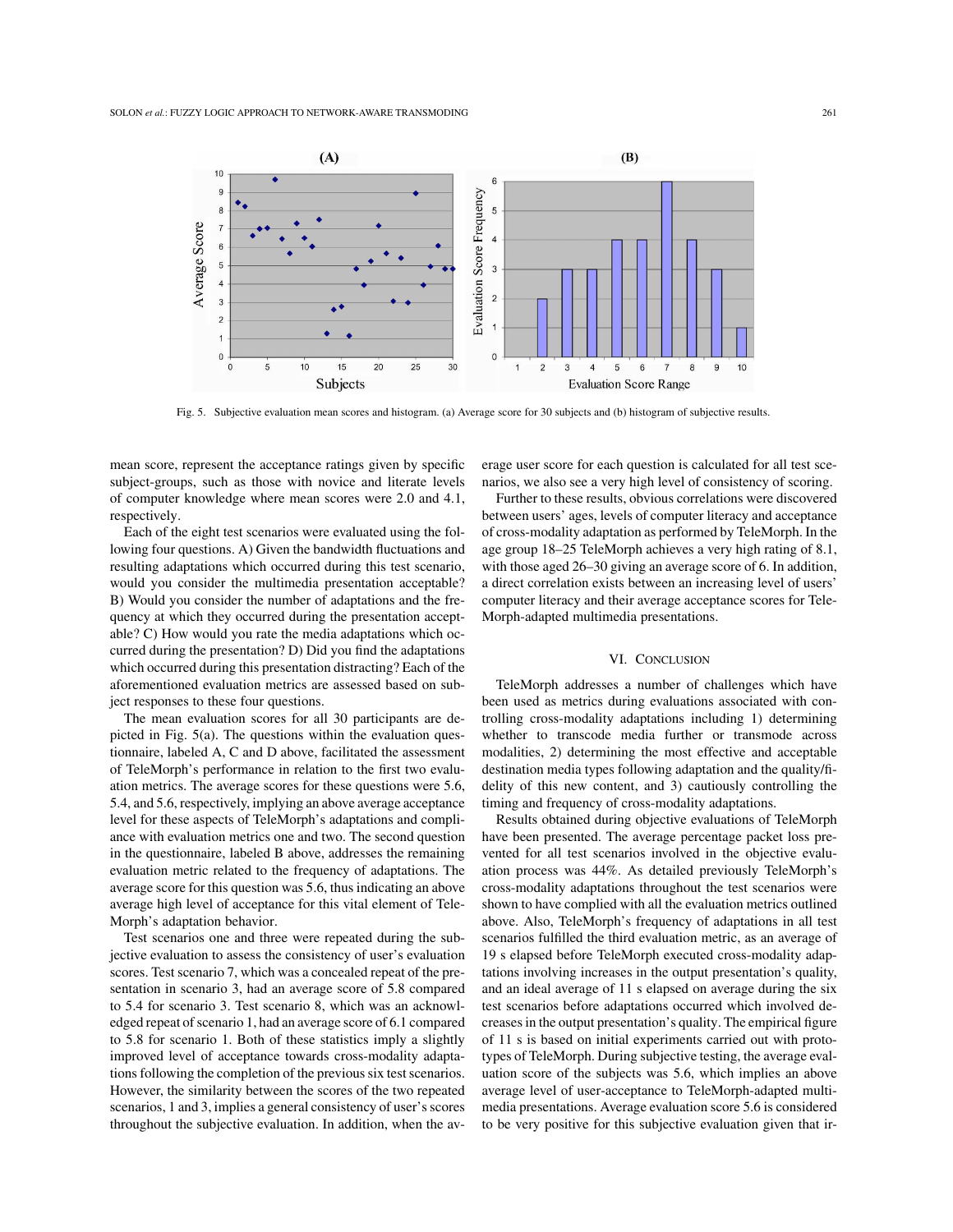Fig. 5. Subjective evaluation mean scores and histogram. (a) Average score for 30 subjects and (b) histogram of subjective results.

mean score, represent the acceptance ratings given by specific subject-groups, such as those with novice and literate levels of computer knowledge where mean scores were 2.0 and 4.1, respectively.

Each of the eight test scenarios were evaluated using the following four questions. A) Given the bandwidth fluctuations and resulting adaptations which occurred during this test scenario, would you consider the multimedia presentation acceptable? B) Would you consider the number of adaptations and the frequency at which they occurred during the presentation acceptable? C) How would you rate the media adaptations which occurred during the presentation? D) Did you find the adaptations which occurred during this presentation distracting? Each of the aforementioned evaluation metrics are assessed based on subject responses to these four questions.

The mean evaluation scores for all 30 participants are depicted in Fig. 5(a). The questions within the evaluation questionnaire, labeled A, C and D above, facilitated the assessment of TeleMorph's performance in relation to the first two evaluation metrics. The average scores for these questions were 5.6, 5.4, and 5.6, respectively, implying an above average acceptance level for these aspects of TeleMorph's adaptations and compliance with evaluation metrics one and two. The second question in the questionnaire, labeled B above, addresses the remaining evaluation metric related to the frequency of adaptations. The average score for this question was 5.6, thus indicating an above average high level of acceptance for this vital element of TeleMorph's adaptation behavior.

Test scenarios one and three were repeated during the subjective evaluation to assess the consistency of user's evaluation scores. Test scenario 7, which was a concealed repeat of the presentation in scenario 3, had an average score of 5.8 compared to 5.4 for scenario 3. Test scenario 8, which was an acknowledged repeat of scenario 1, had an average score of 6.1 compared to 5.8 for scenario 1. Both of these statistics imply a slightly improved level of acceptance towards cross-modality adaptations following the completion of the previous six test scenarios. However, the similarity between the scores of the two repeated scenarios, 1 and 3, implies a general consistency of user's scores throughout the subjective evaluation. In addition, when the average user score for each question is calculated for all test scenarios, we also see a very high level of consistency of scoring.

Further to these results, obvious correlations were discovered between users' ages, levels of computer literacy and acceptance of cross-modality adaptation as performed by TeleMorph. In the age group 18–25 TeleMorph achieves a very high rating of 8.1, with those aged 26–30 giving an average score of 6. In addition, a direct correlation exists between an increasing level of users' computer literacy and their average acceptance scores for TeleMorph-adapted multimedia presentations.

## VI. Conclusion

TeleMorph addresses a number of challenges which have been used as metrics during evaluations associated with controlling cross-modality adaptations including 1) determining whether to transcode media further or transmode across modalities, 2) determining the most effective and acceptable destination media types following adaptation and the quality/fidelity of this new content, and 3) cautiously controlling the timing and frequency of cross-modality adaptations.

Results obtained during objective evaluations of TeleMorph have been presented. The average percentage packet loss prevented for all test scenarios involved in the objective evaluation process was 44%. As detailed previously TeleMorph's cross-modality adaptations throughout the test scenarios were shown to have complied with all the evaluation metrics outlined above. Also, TeleMorph's frequency of adaptations in all test scenarios fulfilled the third evaluation metric, as an average of 19 s elapsed before TeleMorph executed cross-modality adaptations involving increases in the output presentation's quality, and an ideal average of 11 s elapsed on average during the six test scenarios before adaptations occurred which involved decreases in the output presentation's quality. The empirical figure of 11 s is based on initial experiments carried out with prototypes of TeleMorph. During subjective testing, the average evaluation score of the subjects was 5.6, which implies an above average level of user-acceptance to TeleMorph-adapted multimedia presentations. Average evaluation score 5.6 is considered to be very positive for this subjective evaluation given that ir-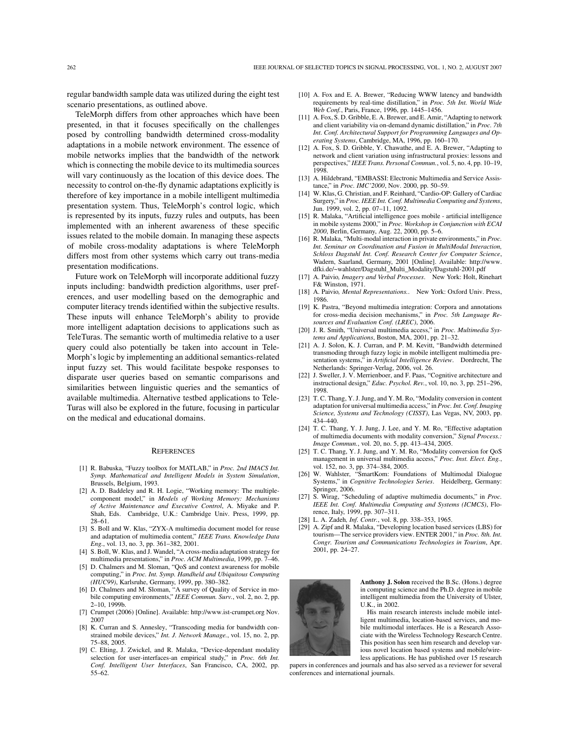regular bandwidth sample data was utilized during the eight test scenario presentations, as outlined above.

TeleMorph differs from other approaches which have been presented, in that it focuses specifically on the challenges posed by controlling bandwidth determined cross-modality adaptations in a mobile network environment. The essence of mobile networks implies that the bandwidth of the network which is connecting the mobile device to its multimedia sources will vary continuously as the location of this device does. The necessity to control on-the-fly dynamic adaptations explicitly is therefore of key importance in a mobile intelligent multimedia presentation system. Thus, TeleMorph's control logic, which is represented by its inputs, fuzzy rules and outputs, has been implemented with an inherent awareness of these specific issues related to the mobile domain. In managing these aspects of mobile cross-modality adaptations is where TeleMorph differs most from other systems which carry out trans-media presentation modifications.

Future work on TeleMorph will incorporate additional fuzzy inputs including: bandwidth prediction algorithms, user preferences, and user modelling based on the demographic and computer literacy trends identified within the subjective results. These inputs will enhance TeleMorph's ability to provide more intelligent adaptation decisions to applications such as TeleTuras. The semantic worth of multimedia relative to a user query could also potentially be taken into account in TeleMorph's logic by implementing an additional semantics-related input fuzzy set. This would facilitate bespoke responses to disparate user queries based on semantic comparisons and similarities between linguistic queries and the semantics of available multimedia. Alternative testbed applications to TeleTuras will also be explored in the future, focusing in particular on the medical and educational domains.

## References

[1] R. Babuska, "Fuzzy toolbox for MATLAB," in *Proc. 2nd IMACS Int. Symp. Mathematical and Intelligent Models in System Simulation*, Brussels, Belgium, 1993.

[2] A. D. Baddeley and R. H. Logie, "Working memory: The multiple-component model," in *Models of Working Memory: Mechanisms of Active Maintenance and Executive Control*, A. Miyake and P. Shah, Eds. Cambridge, U.K.: Cambridge Univ. Press, 1999, pp. 28–61.

[3] S. Boll and W. Klas, "ZYX-A multimedia document model for reuse and adaptation of multimedia content," *IEEE Trans. Knowledge Data Eng.*, vol. 13, no. 3, pp. 361–382, 2001.

[4] S. Boll, W. Klas, and J. Wandel, "A cross-media adaptation strategy for multimedia presentations," in *Proc. ACM Multimedia*, 1999, pp. 7–46.

[5] D. Chalmers and M. Sloman, "QoS and context awareness for mobile computing," in *Proc. Int. Symp. Handheld and Ubiquitous Computing (HUC99)*, Karlsruhe, Germany, 1999, pp. 380–382.

[6] D. Chalmers and M. Sloman, "A survey of Quality of Service in mobile computing environments," *IEEE Commun. Surv.*, vol. 2, no. 2, pp. 2–10, 1999b.

[7] Crumpet (2006) [Online]. Available: http://www.ist-crumpet.org Nov. 2007

[8] K. Curran and S. Annesley, "Transcoding media for bandwidth constrained mobile devices," *Int. J. Network Manage.*, vol. 15, no. 2, pp. 75–88, 2005.

[9] C. Elting, J. Zwickel, and R. Malaka, "Device-dependant modality selection for user-interfaces-an empirical study," in *Proc. 6th Int. Conf. Intelligent User Interfaces*, San Francisco, CA, 2002, pp. 55–62.

[10] A. Fox and E. A. Brewer, "Reducing WWW latency and bandwidth requirements by real-time distillation," in *Proc. 5th Int. World Wide Web Conf.*, Paris, France, 1996, pp. 1445–1456.

[11] A. Fox, S. D. Gribble, E. A. Brewer, and E. Amir, "Adapting to network and client variability via on-demand dynamic distillation," in *Proc. 7th Int. Conf. Architectural Support for Programming Languages and Operating Systems*, Cambridge, MA, 1996, pp. 160–170.

[12] A. Fox, S. D. Gribble, Y. Chawathe, and E. A. Brewer, "Adapting to network and client variation using infrastructural proxies: lessons and perspectives," *IEEE Trans. Personal Commun.*, vol. 5, no. 4, pp. 10–19, 1998.

[13] A. Hildebrand, "EMBASSI: Electronic Multimedia and Service Assistance," in *Proc. IMC'2000*, Nov. 2000, pp. 50–59.

[14] W. Klas, G. Christian, and F. Reinhard, "Cardio-OP: Gallery of Cardiac Surgery," in *Proc. IEEE Int. Conf. Multimedia Computing and Systems*, Jun. 1999, vol. 2, pp. 07–11, 1092.

[15] R. Malaka, "Artificial intelligence goes mobile - artificial intelligence in mobile systems 2000," in *Proc. Workshop in Conjunction with ECAI 2000*, Berlin, Germany, Aug. 22, 2000, pp. 5–6.

[16] R. Malaka, "Multi-modal interaction in private environments," in *Proc. Int. Seminar on Coordination and Fusion in MultiModal Interaction, Schloss Dagstuhl Int. Conf. Research Center for Computer Science*, Wadern, Saarland, Germany, 2001 [Online]. Available: http://www.dfki.de/~wahlster/Dagstuhl_Multi_Modality/Dagstuhl-2001.pdf

[17] A. Paivio, *Imagery and Verbal Processes*. New York: Holt, Rinehart F& Winston, 1971.

[18] A. Paivio, *Mental Representations.*. New York: Oxford Univ. Press, 1986.

[19] K. Pastra, "Beyond multimedia integration: Corpora and annotations for cross-media decision mechanisms," in *Proc. 5th Language Resources and Evaluation Conf. (LREC)*, 2006.

[20] J. R. Smith, "Universal multimedia access," in *Proc. Multimedia Systems and Applications*, Boston, MA, 2001, pp. 21–32.

[21] A. J. Solon, K. J. Curran, and P. M. Kevitt, "Bandwidth determined transmoding through fuzzy logic in mobile intelligent multimedia presentation systems," in *Artificial Intelligence Review*. Dordrecht, The Netherlands: Springer-Verlag, 2006, vol. 26.

[22] J. Sweller, J. V. Merrienboer, and F. Paas, "Cognitive architecture and instructional design," *Educ. Psychol. Rev.*, vol. 10, no. 3, pp. 251–296, 1998.

[23] T. C. Thang, Y. J. Jung, and Y. M. Ro, "Modality conversion in content adaptation for universal multimedia access," in *Proc. Int. Conf. Imaging Science, Systems and Technology (CISST)*, Las Vegas, NV, 2003, pp. 434–440.

[24] T. C. Thang, Y. J. Jung, J. Lee, and Y. M. Ro, "Effective adaptation of multimedia documents with modality conversion," *Signal Process.: Image Commun.*, vol. 20, no. 5, pp. 413–434, 2005.

[25] T. C. Thang, Y. J. Jung, and Y. M. Ro, "Modality conversion for QoS management in universal multimedia access," *Proc. Inst. Elect. Eng.*, vol. 152, no. 3, pp. 374–384, 2005.

[26] W. Wahlster, "SmartKom: Foundations of Multimodal Dialogue Systems," in *Cognitive Technologies Series*. Heidelberg, Germany: Springer, 2006.

[27] S. Wirag, "Scheduling of adaptive multimedia documents," in *Proc. IEEE Int. Conf. Multimedia Computing and Systems (ICMCS)*, Florence, Italy, 1999, pp. 307–311.

[28] L. A. Zadeh, *Inf. Contr.*, vol. 8, pp. 338–353, 1965.

[29] A. Zipf and R. Malaka, "Developing location based services (LBS) for tourism—The service providers view. ENTER 2001," in *Proc. 8th. Int. Congr. Tourism and Communications Technologies in Tourism*, Apr. 2001, pp. 24–27.

**Anthony J. Solon** received the B.Sc. (Hons.) degree in computing science and the Ph.D. degree in mobile intelligent multimedia from the University of Ulster, U.K., in 2002.

His main research interests include mobile intelligent multimedia, location-based services, and mobile multimodal interfaces. He is a Research Associate with the Wireless Technology Research Centre. This position has seen him research and develop various novel location based systems and mobile/wireless applications. He has published over 15 research papers in conferences and journals and has also served as a reviewer for several conferences and international journals.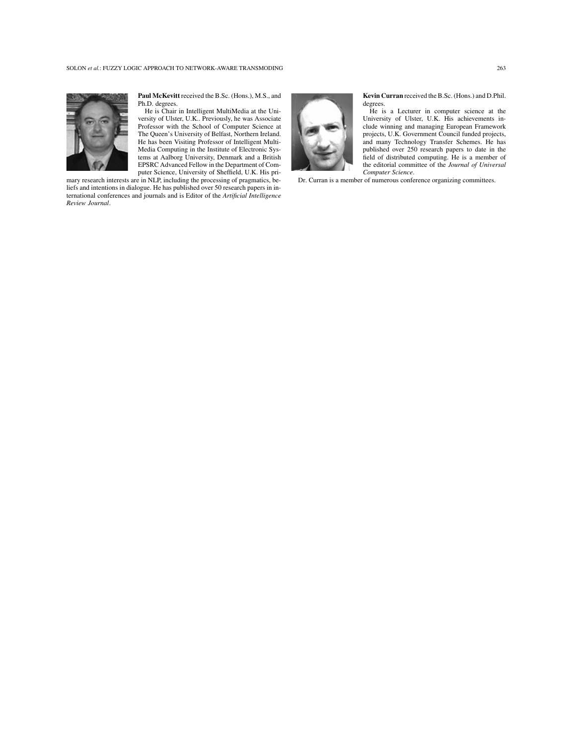**Paul McKevitt** received the B.Sc. (Hons.), M.S., and Ph.D. degrees.

He is Chair in Intelligent MultiMedia at the University of Ulster, U.K.. Previously, he was Associate Professor with the School of Computer Science at The Queen's University of Belfast, Northern Ireland. He has been Visiting Professor of Intelligent MultiMedia Computing in the Institute of Electronic Systems at Aalborg University, Denmark and a British EPSRC Advanced Fellow in the Department of Computer Science, University of Sheffield, U.K. His primary research interests are in NLP, including the processing of pragmatics, beliefs and intentions in dialogue. He has published over 50 research papers in international conferences and journals and is Editor of the *Artificial Intelligence Review Journal*.

**Kevin Curran** received the B.Sc. (Hons.) and D.Phil. degrees.

He is a Lecturer in computer science at the University of Ulster, U.K. His achievements include winning and managing European Framework projects, U.K. Government Council funded projects, and many Technology Transfer Schemes. He has published over 250 research papers to date in the field of distributed computing. He is a member of the editorial committee of the *Journal of Universal Computer Science*.

Dr. Curran is a member of numerous conference organizing committees.